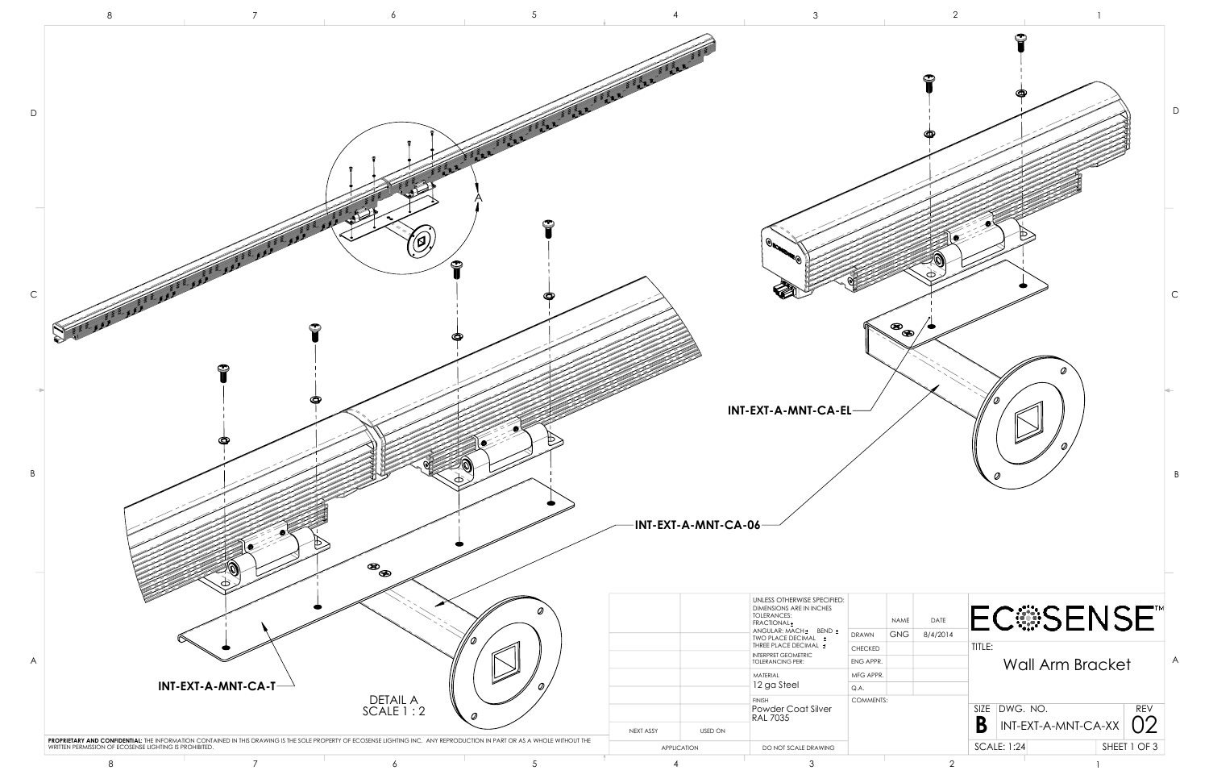INT-EXT-A-MNT-CA-EL

INT-EXT-A-MNT-CA-06

INT-EXT-A-MNT-CA-T

A

DETAIL A
SCALE 1 : 2

| | | UNLESS OTHERWISE SPECIFIED: DIMENSIONS ARE IN INCHES TOLERANCES: FRACTIONAL ± ANGULAR: MACH ± BEND ± TWO PLACE DECIMAL ± THREE PLACE DECIMAL ± | | NAME | DATE |
|---|---|---|---|---|---|
| | | | DRAWN | GNG | 8/4/2014 |
| | | INTERPRET GEOMETRIC TOLERANCING PER: | CHECKED | | |
| | | | ENG APPR. | | |
| | | MATERIAL 12 ga Steel | MFG APPR. | | |
| | | | Q.A. | | |
| | | FINISH Powder Coat Silver RAL 7035 | COMMENTS: | | |
| NEXT ASSY | USED ON | | | | |
| APPLICATION | | DO NOT SCALE DRAWING | | | |

ECOSENSE™

TITLE: Wall Arm Bracket

| SIZE | DWG. NO. | REV |
|---|---|---|
| B | INT-EXT-A-MNT-CA-XX | 02 |
| SCALE: 1:24 | | SHEET 1 OF 3 |

**PROPRIETARY AND CONFIDENTIAL:** THE INFORMATION CONTAINED IN THIS DRAWING IS THE SOLE PROPERTY OF ECOSENSE LIGHTING INC. ANY REPRODUCTION IN PART OR AS A WHOLE WITHOUT THE WRITTEN PERMISSION OF ECOSENSE LIGHTING IS PROHIBITED.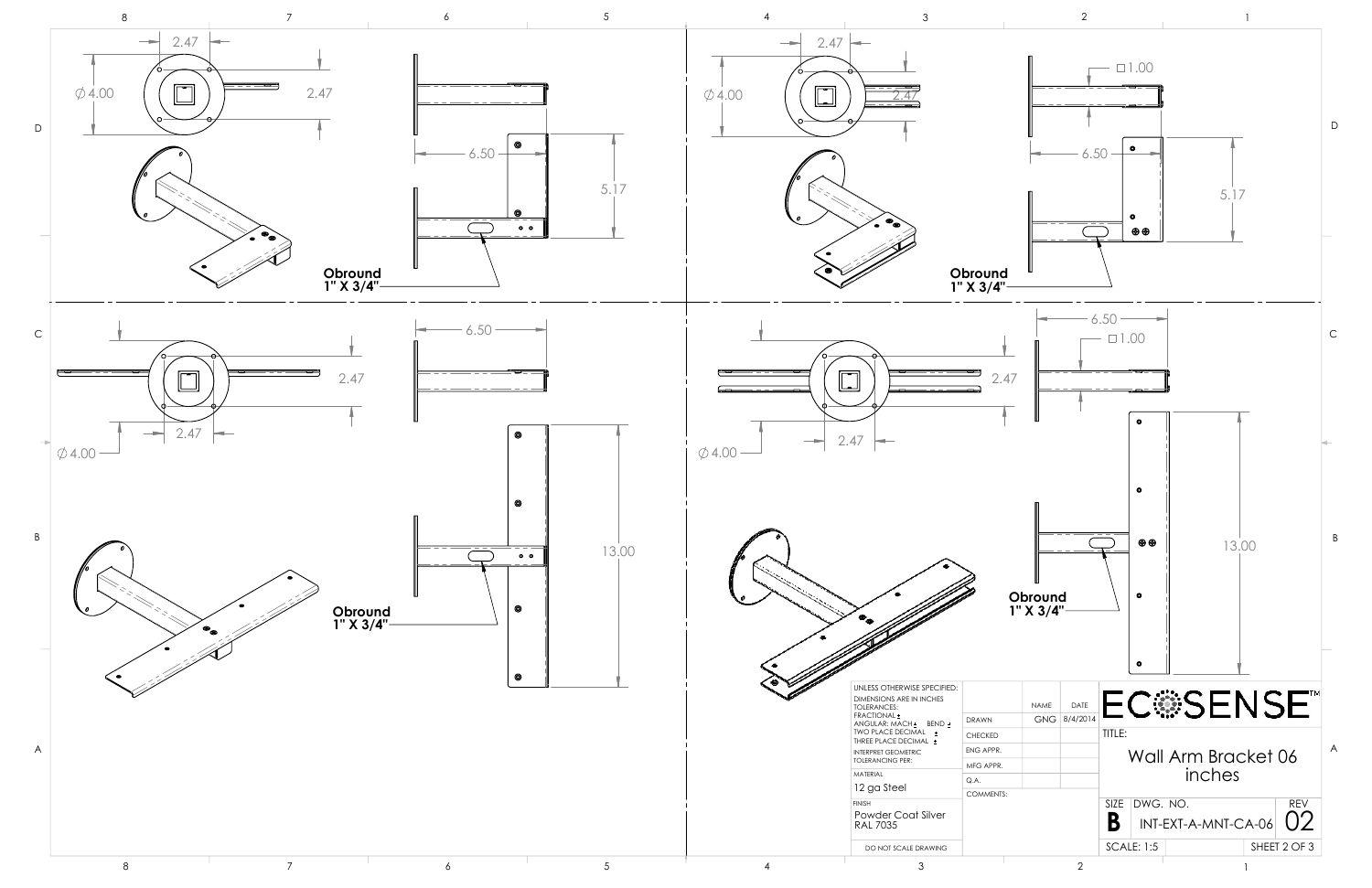## Wall Arm Bracket 06 inches

### View 1 (Top Left)

- ∅4.00
- 2.47
- 2.47
- 6.50
- 5.17
- **Obround 1" X 3/4"**

### View 2 (Top Right)

- ∅4.00
- 2.47
- 2.47
- □1.00
- 6.50
- 5.17
- **Obround 1" X 3/4"**

### View 3 (Bottom Left)

- ∅4.00
- 2.47
- 2.47
- 6.50
- 13.00
- **Obround 1" X 3/4"**

### View 4 (Bottom Right)

- ∅4.00
- 2.47
- 2.47
- 6.50
- □1.00
- 13.00
- **Obround 1" X 3/4"**

---

| UNLESS OTHERWISE SPECIFIED: | | NAME | DATE |
|---|---|---|---|
| DIMENSIONS ARE IN INCHES<br>TOLERANCES:<br>FRACTIONAL ±<br>ANGULAR: MACH ± BEND ±<br>TWO PLACE DECIMAL ±<br>THREE PLACE DECIMAL ± | DRAWN | GNG | 8/4/2014 |
| INTERPRET GEOMETRIC TOLERANCING PER: | CHECKED | | |
| | ENG APPR. | | |
| MATERIAL: 12 ga Steel | MFG APPR. | | |
| | Q.A. | | |
| FINISH: Powder Coat Silver RAL 7035 | COMMENTS: | | |
| DO NOT SCALE DRAWING | | | |

**ECOSENSE™**

| TITLE: | | |
|---|---|---|
| Wall Arm Bracket 06 inches | | |
| SIZE: B | DWG. NO.: INT-EXT-A-MNT-CA-06 | REV: 02 |
| SCALE: 1:5 | | SHEET 2 OF 3 |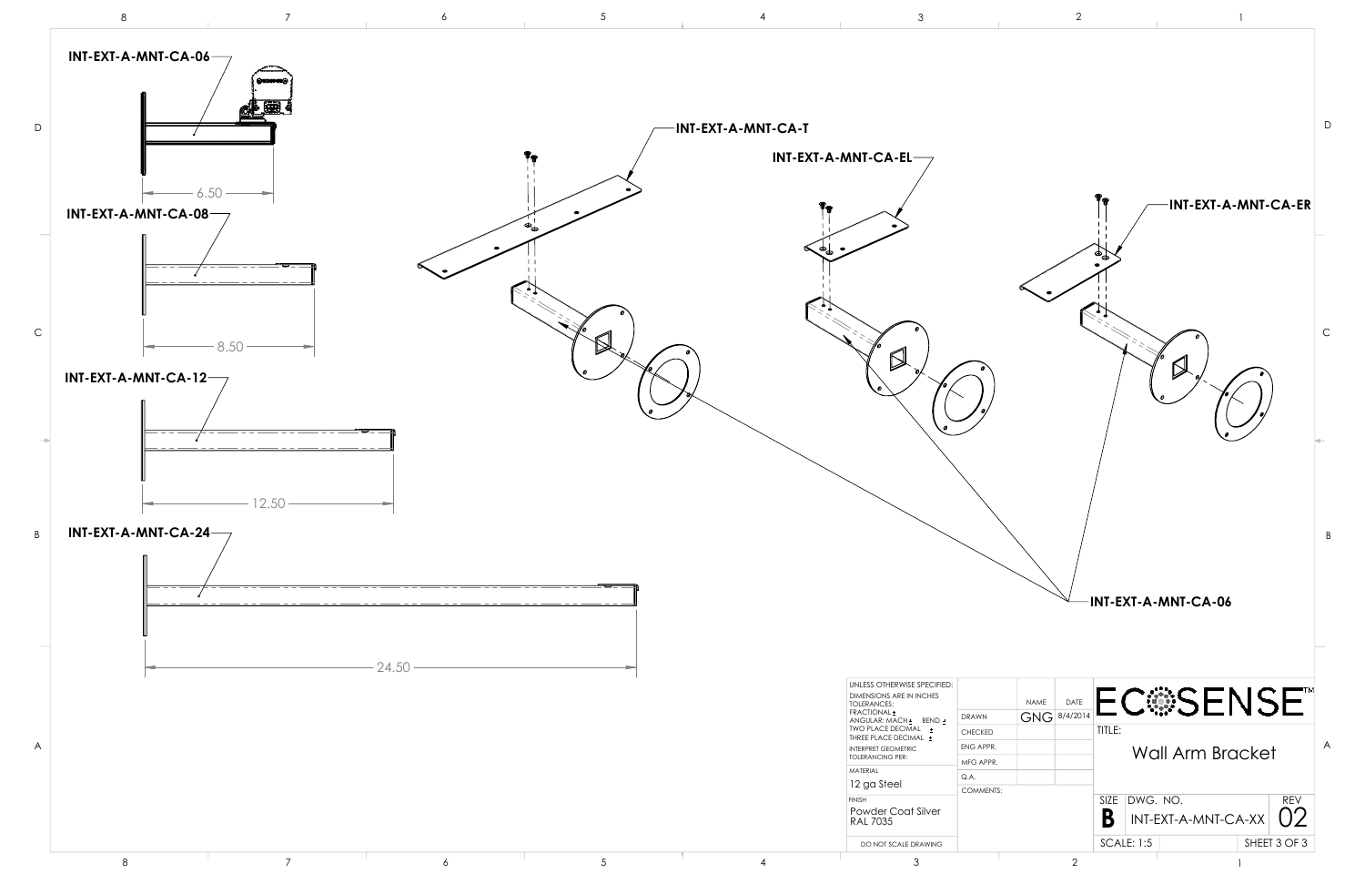INT-EXT-A-MNT-CA-06

6.50

INT-EXT-A-MNT-CA-08

8.50

INT-EXT-A-MNT-CA-12

12.50

INT-EXT-A-MNT-CA-24

24.50

INT-EXT-A-MNT-CA-T

INT-EXT-A-MNT-CA-EL

INT-EXT-A-MNT-CA-ER

INT-EXT-A-MNT-CA-06

| | | | |
|---|---|---|---|
| UNLESS OTHERWISE SPECIFIED: DIMENSIONS ARE IN INCHES TOLERANCES: FRACTIONAL ± ANGULAR: MACH ± BEND ± TWO PLACE DECIMAL ± THREE PLACE DECIMAL ± | | NAME | DATE |
| | DRAWN | GNG | 8/4/2014 |
| | CHECKED | | |
| INTERPRET GEOMETRIC TOLERANCING PER: | ENG APPR. | | |
| | MFG APPR. | | |
| MATERIAL 12 ga Steel | Q.A. | | |
| FINISH Powder Coat Silver RAL 7035 | COMMENTS: | | |
| DO NOT SCALE DRAWING | | | |

ECOSENSE™

TITLE: Wall Arm Bracket

| SIZE | DWG. NO. | REV |
|---|---|---|
| B | INT-EXT-A-MNT-CA-XX | 02 |
| SCALE: 1:5 | | SHEET 3 OF 3 |